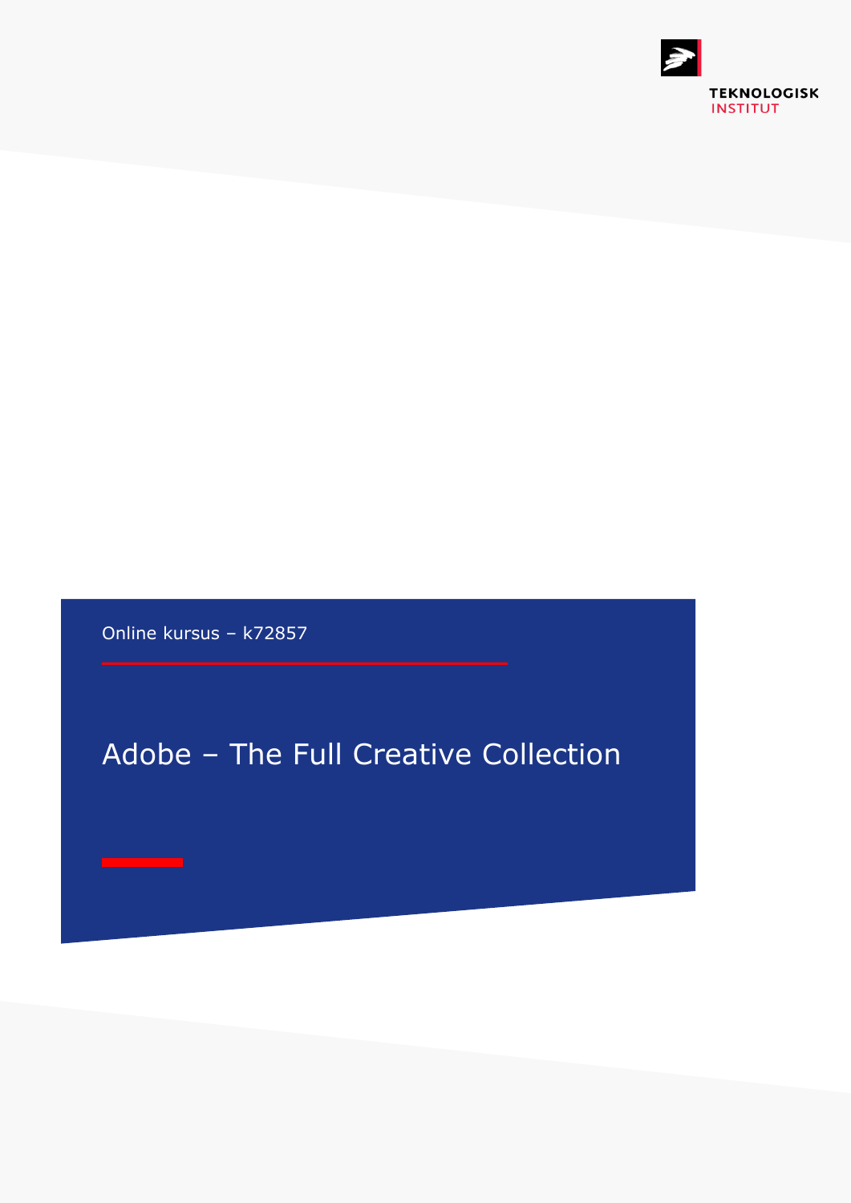TEKNOLOGISK INSTITUT

Online kursus – k72857

# Adobe – The Full Creative Collection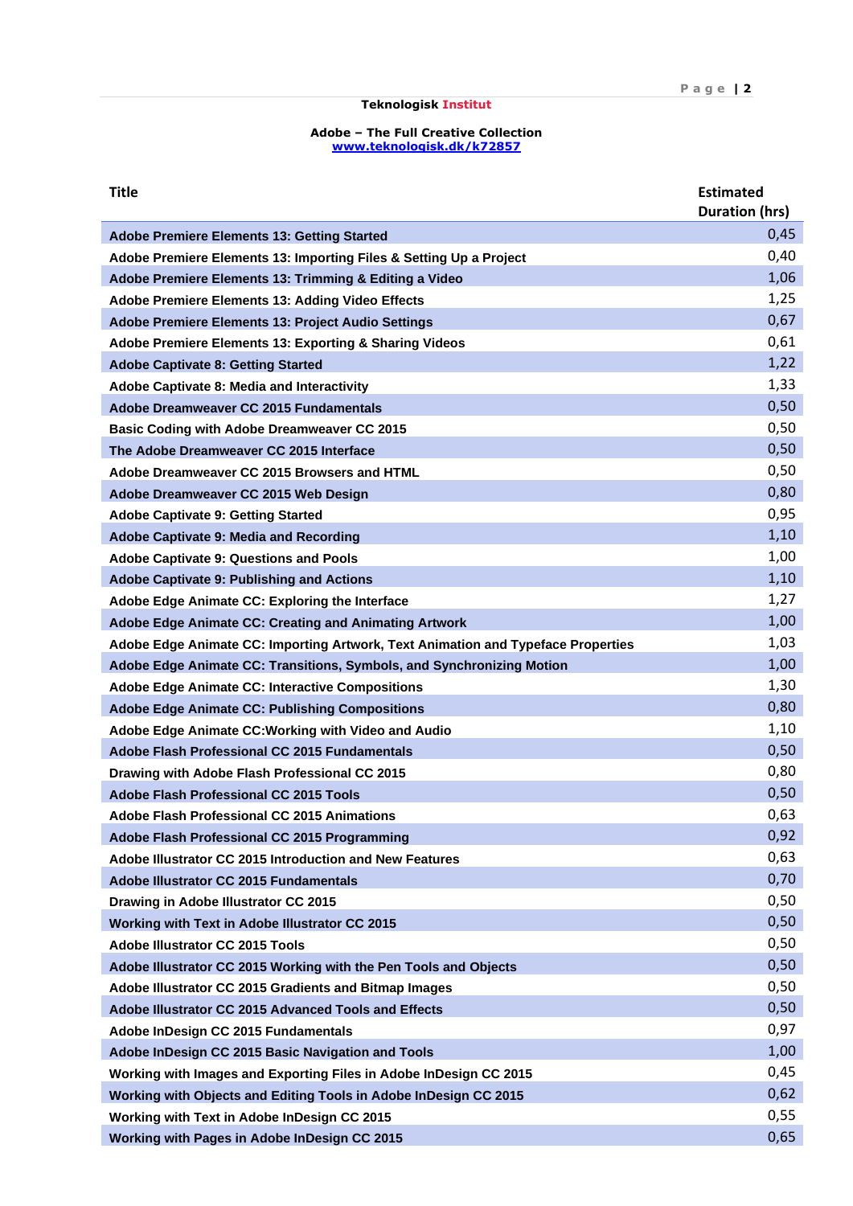**Teknologisk Institut**

**Adobe – The Full Creative Collection**
**[www.teknologisk.dk/k72857](http://www.teknologisk.dk/k72857)**

| Title | Estimated Duration (hrs) |
|---|---|
| Adobe Premiere Elements 13: Getting Started | 0,45 |
| Adobe Premiere Elements 13: Importing Files & Setting Up a Project | 0,40 |
| Adobe Premiere Elements 13: Trimming & Editing a Video | 1,06 |
| Adobe Premiere Elements 13: Adding Video Effects | 1,25 |
| Adobe Premiere Elements 13: Project Audio Settings | 0,67 |
| Adobe Premiere Elements 13: Exporting & Sharing Videos | 0,61 |
| Adobe Captivate 8: Getting Started | 1,22 |
| Adobe Captivate 8: Media and Interactivity | 1,33 |
| Adobe Dreamweaver CC 2015 Fundamentals | 0,50 |
| Basic Coding with Adobe Dreamweaver CC 2015 | 0,50 |
| The Adobe Dreamweaver CC 2015 Interface | 0,50 |
| Adobe Dreamweaver CC 2015 Browsers and HTML | 0,50 |
| Adobe Dreamweaver CC 2015 Web Design | 0,80 |
| Adobe Captivate 9: Getting Started | 0,95 |
| Adobe Captivate 9: Media and Recording | 1,10 |
| Adobe Captivate 9: Questions and Pools | 1,00 |
| Adobe Captivate 9: Publishing and Actions | 1,10 |
| Adobe Edge Animate CC: Exploring the Interface | 1,27 |
| Adobe Edge Animate CC: Creating and Animating Artwork | 1,00 |
| Adobe Edge Animate CC: Importing Artwork, Text Animation and Typeface Properties | 1,03 |
| Adobe Edge Animate CC: Transitions, Symbols, and Synchronizing Motion | 1,00 |
| Adobe Edge Animate CC: Interactive Compositions | 1,30 |
| Adobe Edge Animate CC: Publishing Compositions | 0,80 |
| Adobe Edge Animate CC:Working with Video and Audio | 1,10 |
| Adobe Flash Professional CC 2015 Fundamentals | 0,50 |
| Drawing with Adobe Flash Professional CC 2015 | 0,80 |
| Adobe Flash Professional CC 2015 Tools | 0,50 |
| Adobe Flash Professional CC 2015 Animations | 0,63 |
| Adobe Flash Professional CC 2015 Programming | 0,92 |
| Adobe Illustrator CC 2015 Introduction and New Features | 0,63 |
| Adobe Illustrator CC 2015 Fundamentals | 0,70 |
| Drawing in Adobe Illustrator CC 2015 | 0,50 |
| Working with Text in Adobe Illustrator CC 2015 | 0,50 |
| Adobe Illustrator CC 2015 Tools | 0,50 |
| Adobe Illustrator CC 2015 Working with the Pen Tools and Objects | 0,50 |
| Adobe Illustrator CC 2015 Gradients and Bitmap Images | 0,50 |
| Adobe Illustrator CC 2015 Advanced Tools and Effects | 0,50 |
| Adobe InDesign CC 2015 Fundamentals | 0,97 |
| Adobe InDesign CC 2015 Basic Navigation and Tools | 1,00 |
| Working with Images and Exporting Files in Adobe InDesign CC 2015 | 0,45 |
| Working with Objects and Editing Tools in Adobe InDesign CC 2015 | 0,62 |
| Working with Text in Adobe InDesign CC 2015 | 0,55 |
| Working with Pages in Adobe InDesign CC 2015 | 0,65 |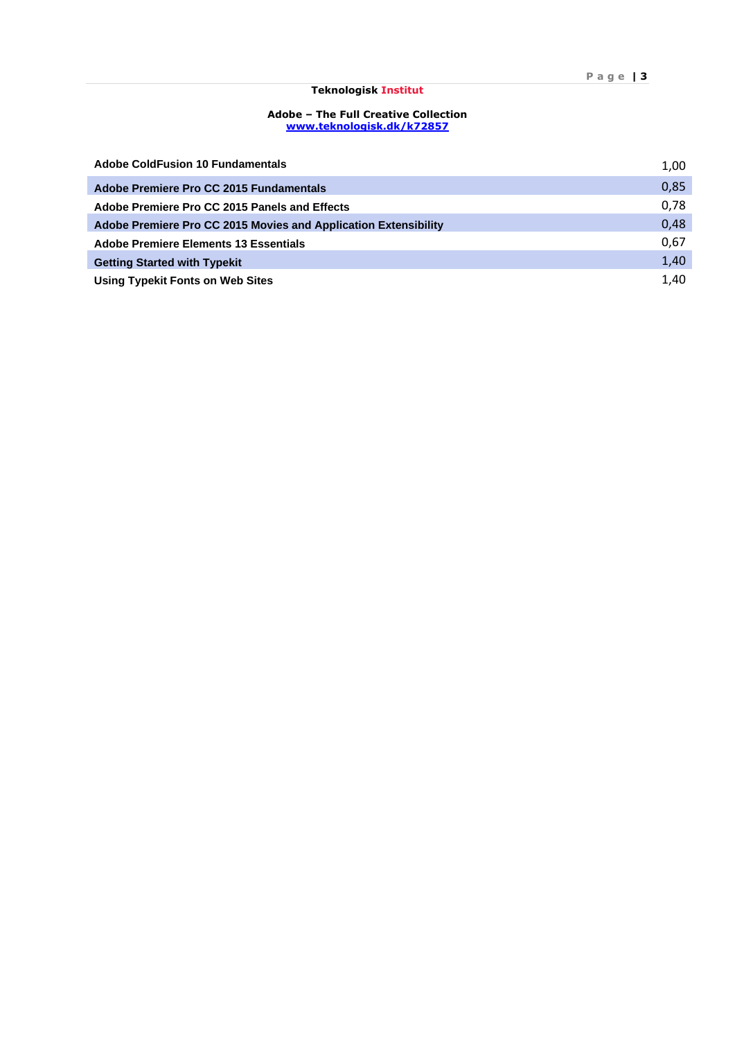**Teknologisk Institut**

**Adobe – The Full Creative Collection**
**www.teknologisk.dk/k72857**

| | |
|---|---|
| **Adobe ColdFusion 10 Fundamentals** | 1,00 |
| **Adobe Premiere Pro CC 2015 Fundamentals** | 0,85 |
| **Adobe Premiere Pro CC 2015 Panels and Effects** | 0,78 |
| **Adobe Premiere Pro CC 2015 Movies and Application Extensibility** | 0,48 |
| **Adobe Premiere Elements 13 Essentials** | 0,67 |
| **Getting Started with Typekit** | 1,40 |
| **Using Typekit Fonts on Web Sites** | 1,40 |